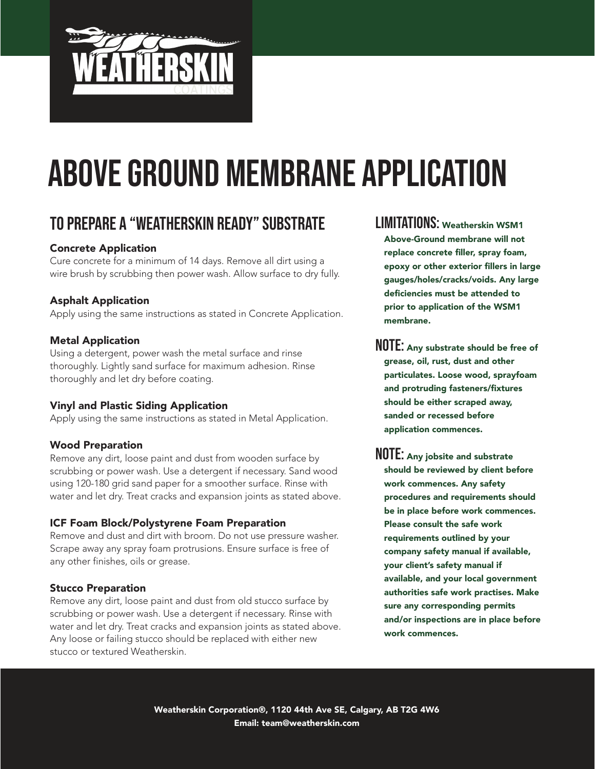WEATHERSKIN COATINGS

# ABOVE GROUND MEMBRANE APPLICATION

## TO PREPARE A "WEATHERSKIN READY" SUBSTRATE

### Concrete Application

Cure concrete for a minimum of 14 days. Remove all dirt using a wire brush by scrubbing then power wash. Allow surface to dry fully.

### Asphalt Application

Apply using the same instructions as stated in Concrete Application.

### Metal Application

Using a detergent, power wash the metal surface and rinse thoroughly. Lightly sand surface for maximum adhesion. Rinse thoroughly and let dry before coating.

### Vinyl and Plastic Siding Application

Apply using the same instructions as stated in Metal Application.

### Wood Preparation

Remove any dirt, loose paint and dust from wooden surface by scrubbing or power wash. Use a detergent if necessary. Sand wood using 120-180 grid sand paper for a smoother surface. Rinse with water and let dry. Treat cracks and expansion joints as stated above.

### ICF Foam Block/Polystyrene Foam Preparation

Remove and dust and dirt with broom. Do not use pressure washer. Scrape away any spray foam protrusions. Ensure surface is free of any other finishes, oils or grease.

### Stucco Preparation

Remove any dirt, loose paint and dust from old stucco surface by scrubbing or power wash. Use a detergent if necessary. Rinse with water and let dry. Treat cracks and expansion joints as stated above. Any loose or failing stucco should be replaced with either new stucco or textured Weatherskin.

**LIMITATIONS:** **Weatherskin WSM1 Above-Ground membrane will not replace concrete filler, spray foam, epoxy or other exterior fillers in large gauges/holes/cracks/voids. Any large deficiencies must be attended to prior to application of the WSM1 membrane.**

**NOTE:** **Any substrate should be free of grease, oil, rust, dust and other particulates. Loose wood, sprayfoam and protruding fasteners/fixtures should be either scraped away, sanded or recessed before application commences.**

**NOTE:** **Any jobsite and substrate should be reviewed by client before work commences. Any safety procedures and requirements should be in place before work commences. Please consult the safe work requirements outlined by your company safety manual if available, your client's safety manual if available, and your local government authorities safe work practises. Make sure any corresponding permits and/or inspections are in place before work commences.**

Weatherskin Corporation®, 1120 44th Ave SE, Calgary, AB T2G 4W6
Email: team@weatherskin.com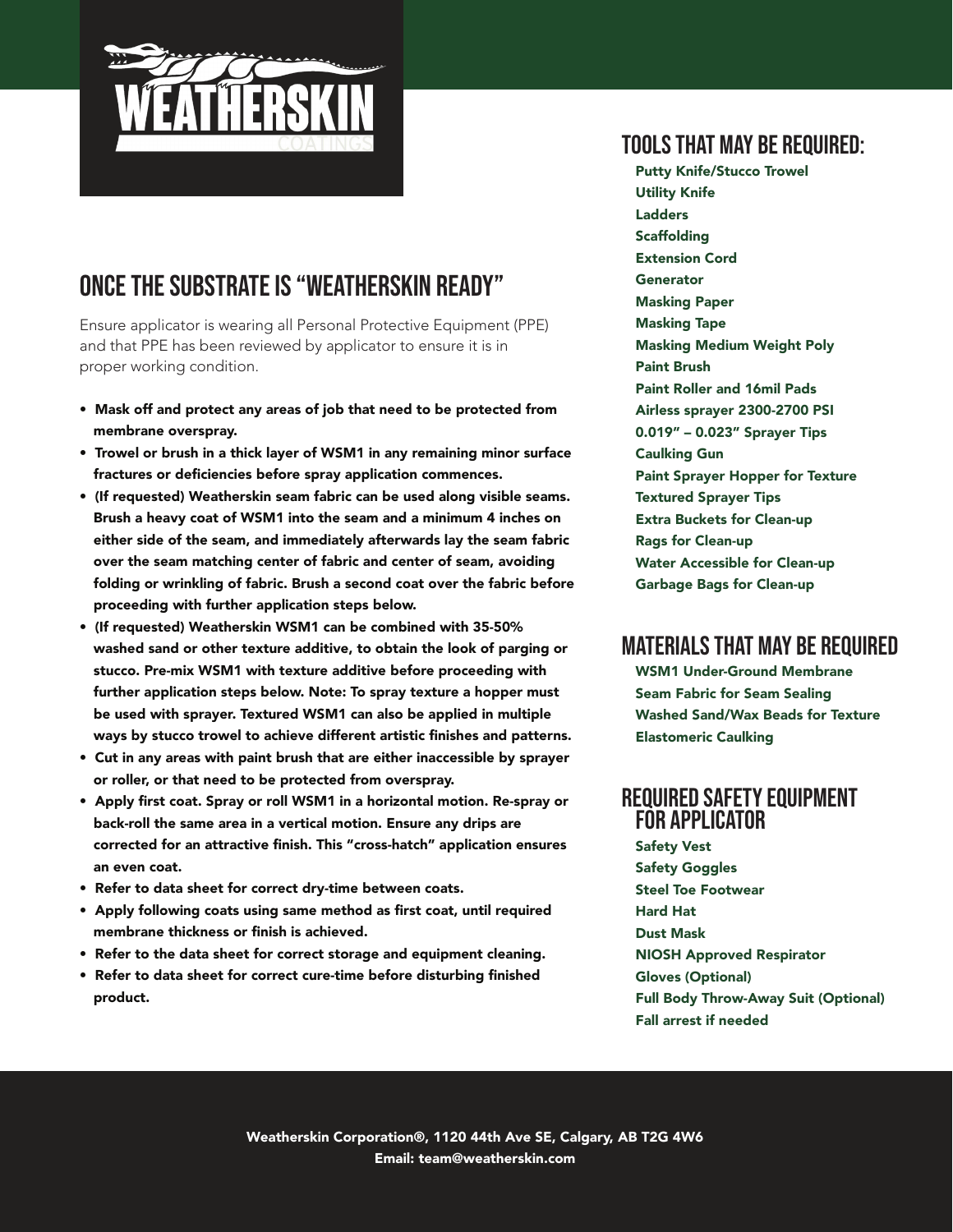WEATHERSKIN

COATINGS

## ONCE THE SUBSTRATE IS "WEATHERSKIN READY"

Ensure applicator is wearing all Personal Protective Equipment (PPE) and that PPE has been reviewed by applicator to ensure it is in proper working condition.

- **Mask off and protect any areas of job that need to be protected from membrane overspray.**
- **Trowel or brush in a thick layer of WSM1 in any remaining minor surface fractures or deficiencies before spray application commences.**
- **(If requested) Weatherskin seam fabric can be used along visible seams. Brush a heavy coat of WSM1 into the seam and a minimum 4 inches on either side of the seam, and immediately afterwards lay the seam fabric over the seam matching center of fabric and center of seam, avoiding folding or wrinkling of fabric. Brush a second coat over the fabric before proceeding with further application steps below.**
- **(If requested) Weatherskin WSM1 can be combined with 35-50% washed sand or other texture additive, to obtain the look of parging or stucco. Pre-mix WSM1 with texture additive before proceeding with further application steps below. Note: To spray texture a hopper must be used with sprayer. Textured WSM1 can also be applied in multiple ways by stucco trowel to achieve different artistic finishes and patterns.**
- **Cut in any areas with paint brush that are either inaccessible by sprayer or roller, or that need to be protected from overspray.**
- **Apply first coat. Spray or roll WSM1 in a horizontal motion. Re-spray or back-roll the same area in a vertical motion. Ensure any drips are corrected for an attractive finish. This "cross-hatch" application ensures an even coat.**
- **Refer to data sheet for correct dry-time between coats.**
- **Apply following coats using same method as first coat, until required membrane thickness or finish is achieved.**
- **Refer to the data sheet for correct storage and equipment cleaning.**
- **Refer to data sheet for correct cure-time before disturbing finished product.**

## TOOLS THAT MAY BE REQUIRED:

**Putty Knife/Stucco Trowel**
**Utility Knife**
**Ladders**
**Scaffolding**
**Extension Cord**
**Generator**
**Masking Paper**
**Masking Tape**
**Masking Medium Weight Poly**
**Paint Brush**
**Paint Roller and 16mil Pads**
**Airless sprayer 2300-2700 PSI**
**0.019" – 0.023" Sprayer Tips**
**Caulking Gun**
**Paint Sprayer Hopper for Texture**
**Textured Sprayer Tips**
**Extra Buckets for Clean-up**
**Rags for Clean-up**
**Water Accessible for Clean-up**
**Garbage Bags for Clean-up**

## MATERIALS THAT MAY BE REQUIRED

**WSM1 Under-Ground Membrane**
**Seam Fabric for Seam Sealing**
**Washed Sand/Wax Beads for Texture**
**Elastomeric Caulking**

## REQUIRED SAFETY EQUIPMENT FOR APPLICATOR

**Safety Vest**
**Safety Goggles**
**Steel Toe Footwear**
**Hard Hat**
**Dust Mask**
**NIOSH Approved Respirator**
**Gloves (Optional)**
**Full Body Throw-Away Suit (Optional)**
**Fall arrest if needed**

**Weatherskin Corporation®, 1120 44th Ave SE, Calgary, AB T2G 4W6**
**Email: team@weatherskin.com**